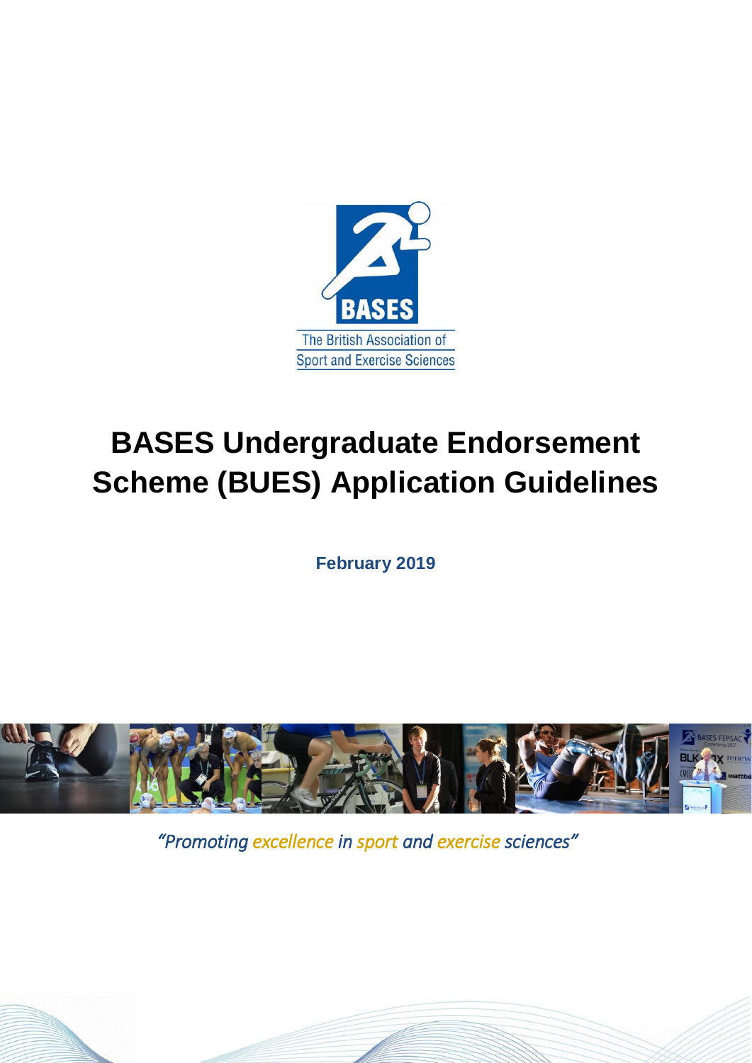The British Association of Sport and Exercise Sciences

# BASES Undergraduate Endorsement Scheme (BUES) Application Guidelines

**February 2019**

*"Promoting excellence in sport and exercise sciences"*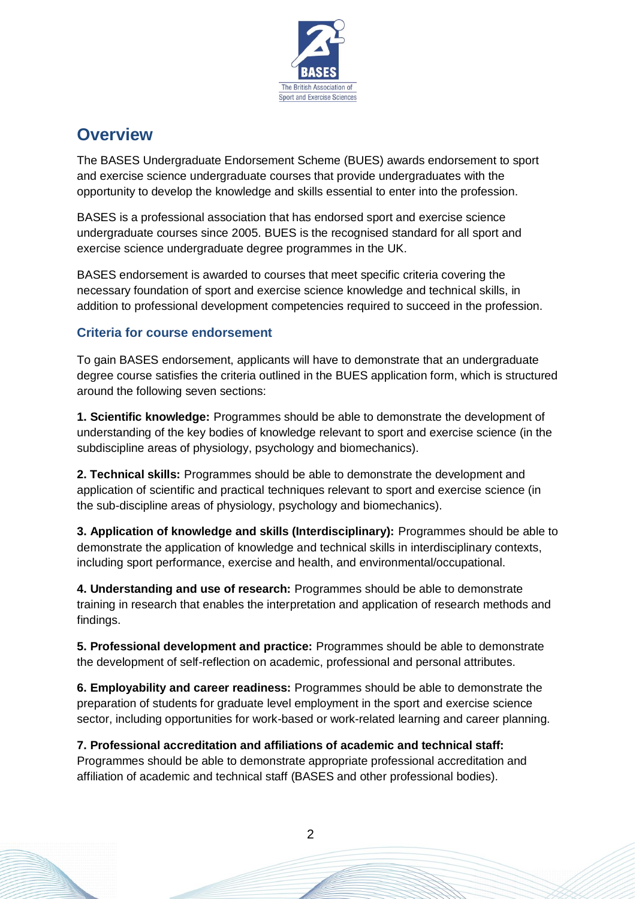## Overview

The BASES Undergraduate Endorsement Scheme (BUES) awards endorsement to sport and exercise science undergraduate courses that provide undergraduates with the opportunity to develop the knowledge and skills essential to enter into the profession.

BASES is a professional association that has endorsed sport and exercise science undergraduate courses since 2005. BUES is the recognised standard for all sport and exercise science undergraduate degree programmes in the UK.

BASES endorsement is awarded to courses that meet specific criteria covering the necessary foundation of sport and exercise science knowledge and technical skills, in addition to professional development competencies required to succeed in the profession.

### Criteria for course endorsement

To gain BASES endorsement, applicants will have to demonstrate that an undergraduate degree course satisfies the criteria outlined in the BUES application form, which is structured around the following seven sections:

**1. Scientific knowledge:** Programmes should be able to demonstrate the development of understanding of the key bodies of knowledge relevant to sport and exercise science (in the subdiscipline areas of physiology, psychology and biomechanics).

**2. Technical skills:** Programmes should be able to demonstrate the development and application of scientific and practical techniques relevant to sport and exercise science (in the sub-discipline areas of physiology, psychology and biomechanics).

**3. Application of knowledge and skills (Interdisciplinary):** Programmes should be able to demonstrate the application of knowledge and technical skills in interdisciplinary contexts, including sport performance, exercise and health, and environmental/occupational.

**4. Understanding and use of research:** Programmes should be able to demonstrate training in research that enables the interpretation and application of research methods and findings.

**5. Professional development and practice:** Programmes should be able to demonstrate the development of self-reflection on academic, professional and personal attributes.

**6. Employability and career readiness:** Programmes should be able to demonstrate the preparation of students for graduate level employment in the sport and exercise science sector, including opportunities for work-based or work-related learning and career planning.

**7. Professional accreditation and affiliations of academic and technical staff:** Programmes should be able to demonstrate appropriate professional accreditation and affiliation of academic and technical staff (BASES and other professional bodies).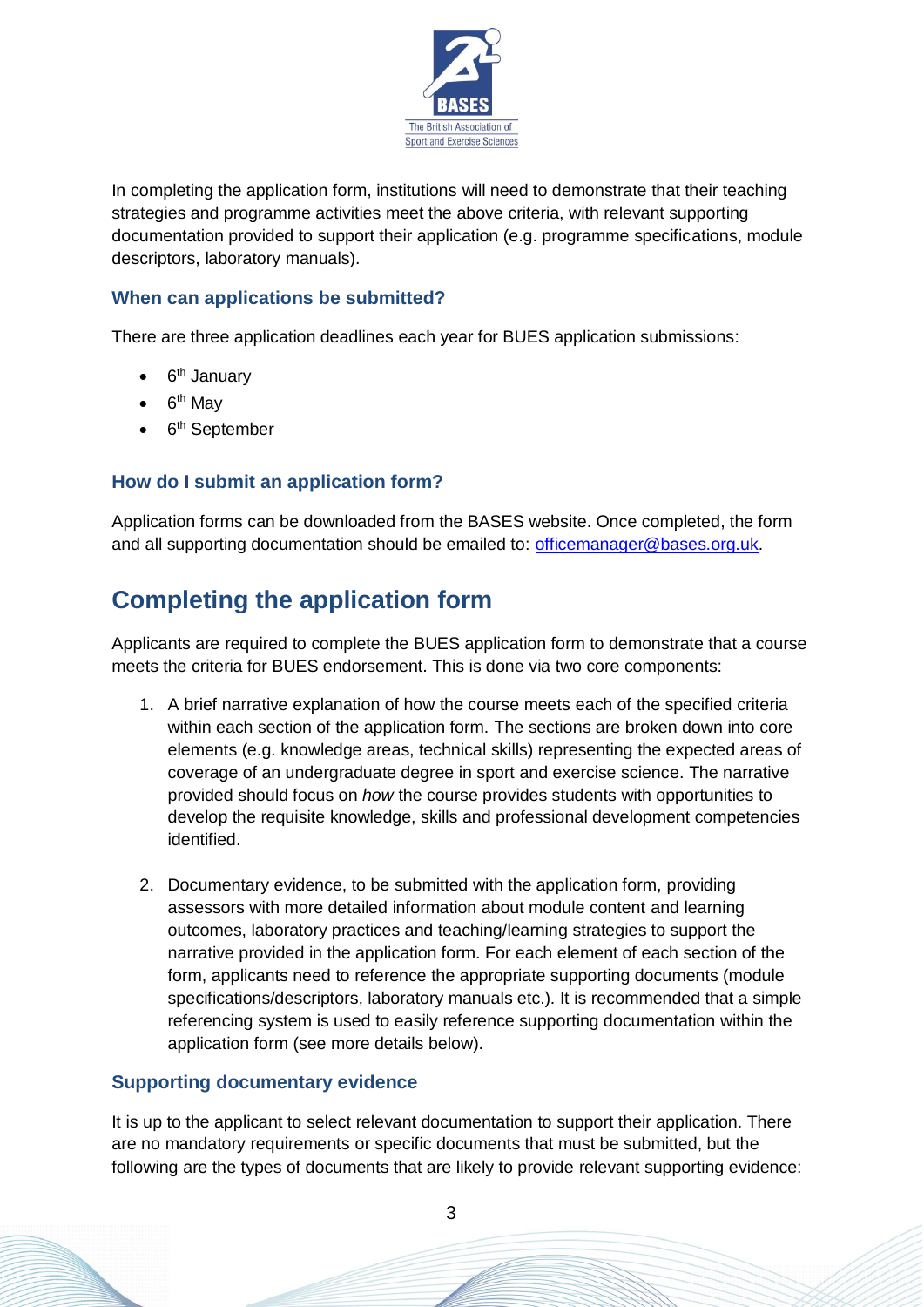In completing the application form, institutions will need to demonstrate that their teaching strategies and programme activities meet the above criteria, with relevant supporting documentation provided to support their application (e.g. programme specifications, module descriptors, laboratory manuals).

### When can applications be submitted?

There are three application deadlines each year for BUES application submissions:

- 6th January
- 6th May
- 6th September

### How do I submit an application form?

Application forms can be downloaded from the BASES website. Once completed, the form and all supporting documentation should be emailed to: officemanager@bases.org.uk.

## Completing the application form

Applicants are required to complete the BUES application form to demonstrate that a course meets the criteria for BUES endorsement. This is done via two core components:

1. A brief narrative explanation of how the course meets each of the specified criteria within each section of the application form. The sections are broken down into core elements (e.g. knowledge areas, technical skills) representing the expected areas of coverage of an undergraduate degree in sport and exercise science. The narrative provided should focus on *how* the course provides students with opportunities to develop the requisite knowledge, skills and professional development competencies identified.

2. Documentary evidence, to be submitted with the application form, providing assessors with more detailed information about module content and learning outcomes, laboratory practices and teaching/learning strategies to support the narrative provided in the application form. For each element of each section of the form, applicants need to reference the appropriate supporting documents (module specifications/descriptors, laboratory manuals etc.). It is recommended that a simple referencing system is used to easily reference supporting documentation within the application form (see more details below).

### Supporting documentary evidence

It is up to the applicant to select relevant documentation to support their application. There are no mandatory requirements or specific documents that must be submitted, but the following are the types of documents that are likely to provide relevant supporting evidence: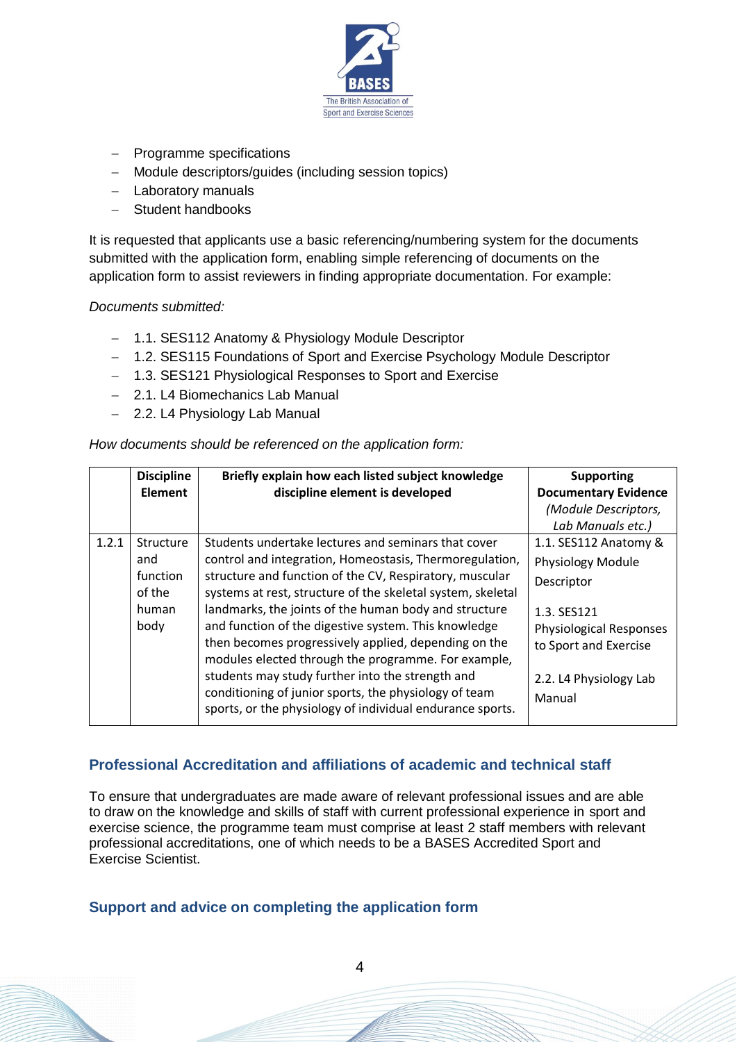- Programme specifications
- Module descriptors/guides (including session topics)
- Laboratory manuals
- Student handbooks

It is requested that applicants use a basic referencing/numbering system for the documents submitted with the application form, enabling simple referencing of documents on the application form to assist reviewers in finding appropriate documentation. For example:

*Documents submitted:*

- 1.1. SES112 Anatomy & Physiology Module Descriptor
- 1.2. SES115 Foundations of Sport and Exercise Psychology Module Descriptor
- 1.3. SES121 Physiological Responses to Sport and Exercise
- 2.1. L4 Biomechanics Lab Manual
- 2.2. L4 Physiology Lab Manual

*How documents should be referenced on the application form:*

| | Discipline Element | Briefly explain how each listed subject knowledge discipline element is developed | Supporting Documentary Evidence *(Module Descriptors, Lab Manuals etc.)* |
|---|---|---|---|
| 1.2.1 | Structure and function of the human body | Students undertake lectures and seminars that cover control and integration, Homeostasis, Thermoregulation, structure and function of the CV, Respiratory, muscular systems at rest, structure of the skeletal system, skeletal landmarks, the joints of the human body and structure and function of the digestive system. This knowledge then becomes progressively applied, depending on the modules elected through the programme. For example, students may study further into the strength and conditioning of junior sports, the physiology of team sports, or the physiology of individual endurance sports. | 1.1. SES112 Anatomy & Physiology Module Descriptor<br><br>1.3. SES121 Physiological Responses to Sport and Exercise<br><br>2.2. L4 Physiology Lab Manual |

## Professional Accreditation and affiliations of academic and technical staff

To ensure that undergraduates are made aware of relevant professional issues and are able to draw on the knowledge and skills of staff with current professional experience in sport and exercise science, the programme team must comprise at least 2 staff members with relevant professional accreditations, one of which needs to be a BASES Accredited Sport and Exercise Scientist.

## Support and advice on completing the application form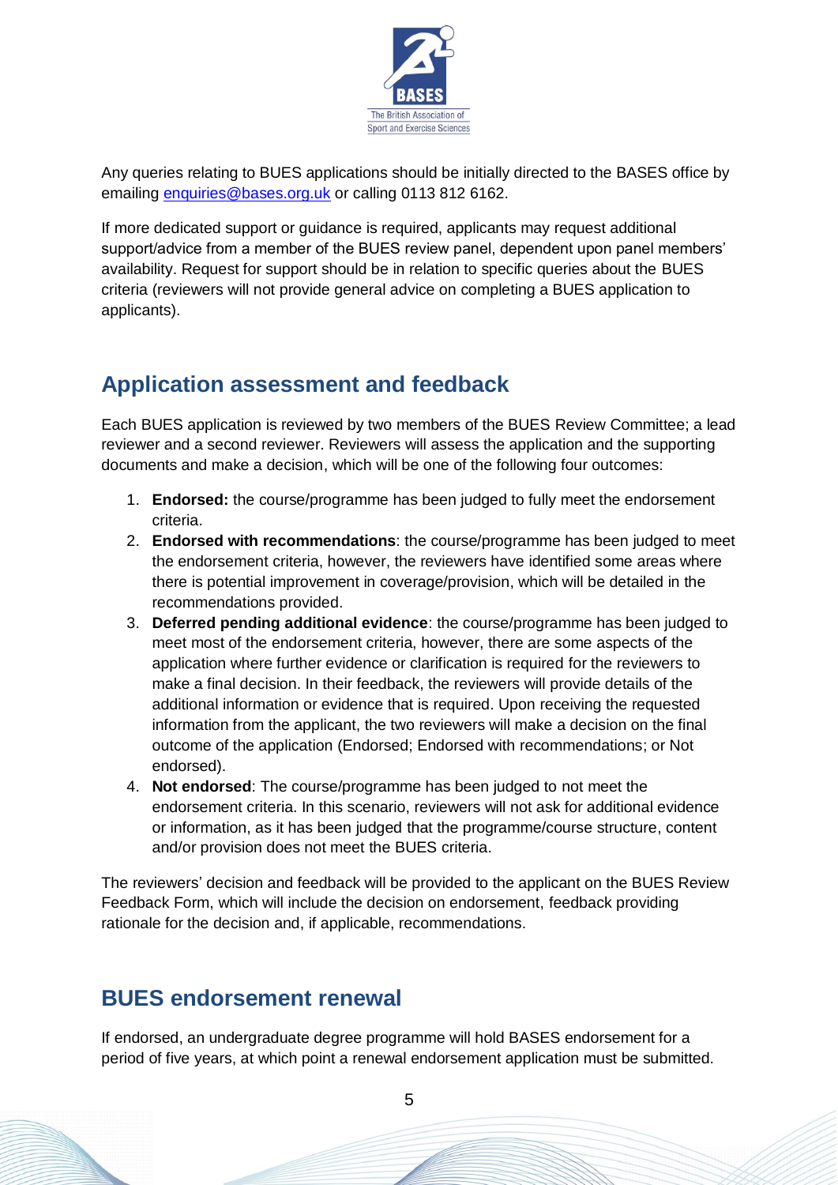Any queries relating to BUES applications should be initially directed to the BASES office by emailing enquiries@bases.org.uk or calling 0113 812 6162.

If more dedicated support or guidance is required, applicants may request additional support/advice from a member of the BUES review panel, dependent upon panel members' availability. Request for support should be in relation to specific queries about the BUES criteria (reviewers will not provide general advice on completing a BUES application to applicants).

## Application assessment and feedback

Each BUES application is reviewed by two members of the BUES Review Committee; a lead reviewer and a second reviewer. Reviewers will assess the application and the supporting documents and make a decision, which will be one of the following four outcomes:

1. **Endorsed:** the course/programme has been judged to fully meet the endorsement criteria.
2. **Endorsed with recommendations**: the course/programme has been judged to meet the endorsement criteria, however, the reviewers have identified some areas where there is potential improvement in coverage/provision, which will be detailed in the recommendations provided.
3. **Deferred pending additional evidence**: the course/programme has been judged to meet most of the endorsement criteria, however, there are some aspects of the application where further evidence or clarification is required for the reviewers to make a final decision. In their feedback, the reviewers will provide details of the additional information or evidence that is required. Upon receiving the requested information from the applicant, the two reviewers will make a decision on the final outcome of the application (Endorsed; Endorsed with recommendations; or Not endorsed).
4. **Not endorsed**: The course/programme has been judged to not meet the endorsement criteria. In this scenario, reviewers will not ask for additional evidence or information, as it has been judged that the programme/course structure, content and/or provision does not meet the BUES criteria.

The reviewers' decision and feedback will be provided to the applicant on the BUES Review Feedback Form, which will include the decision on endorsement, feedback providing rationale for the decision and, if applicable, recommendations.

## BUES endorsement renewal

If endorsed, an undergraduate degree programme will hold BASES endorsement for a period of five years, at which point a renewal endorsement application must be submitted.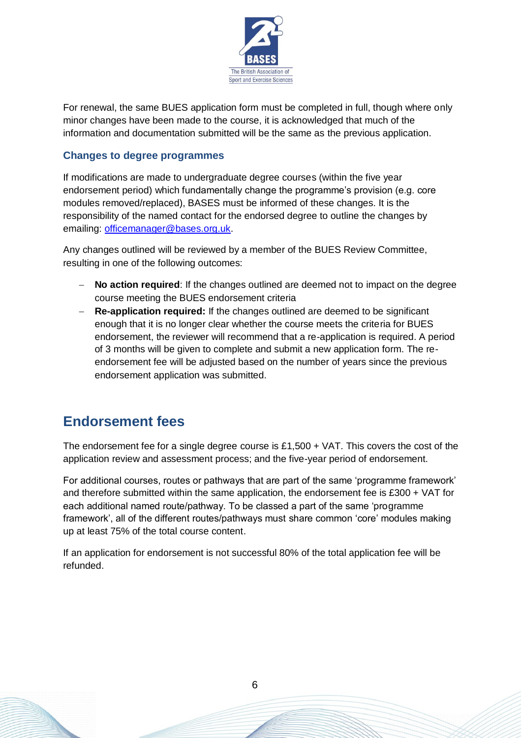For renewal, the same BUES application form must be completed in full, though where only minor changes have been made to the course, it is acknowledged that much of the information and documentation submitted will be the same as the previous application.

### Changes to degree programmes

If modifications are made to undergraduate degree courses (within the five year endorsement period) which fundamentally change the programme's provision (e.g. core modules removed/replaced), BASES must be informed of these changes. It is the responsibility of the named contact for the endorsed degree to outline the changes by emailing: [officemanager@bases.org.uk](mailto:officemanager@bases.org.uk).

Any changes outlined will be reviewed by a member of the BUES Review Committee, resulting in one of the following outcomes:

- **No action required**: If the changes outlined are deemed not to impact on the degree course meeting the BUES endorsement criteria
- **Re-application required:** If the changes outlined are deemed to be significant enough that it is no longer clear whether the course meets the criteria for BUES endorsement, the reviewer will recommend that a re-application is required. A period of 3 months will be given to complete and submit a new application form. The re-endorsement fee will be adjusted based on the number of years since the previous endorsement application was submitted.

## Endorsement fees

The endorsement fee for a single degree course is £1,500 + VAT. This covers the cost of the application review and assessment process; and the five-year period of endorsement.

For additional courses, routes or pathways that are part of the same 'programme framework' and therefore submitted within the same application, the endorsement fee is £300 + VAT for each additional named route/pathway. To be classed a part of the same 'programme framework', all of the different routes/pathways must share common 'core' modules making up at least 75% of the total course content.

If an application for endorsement is not successful 80% of the total application fee will be refunded.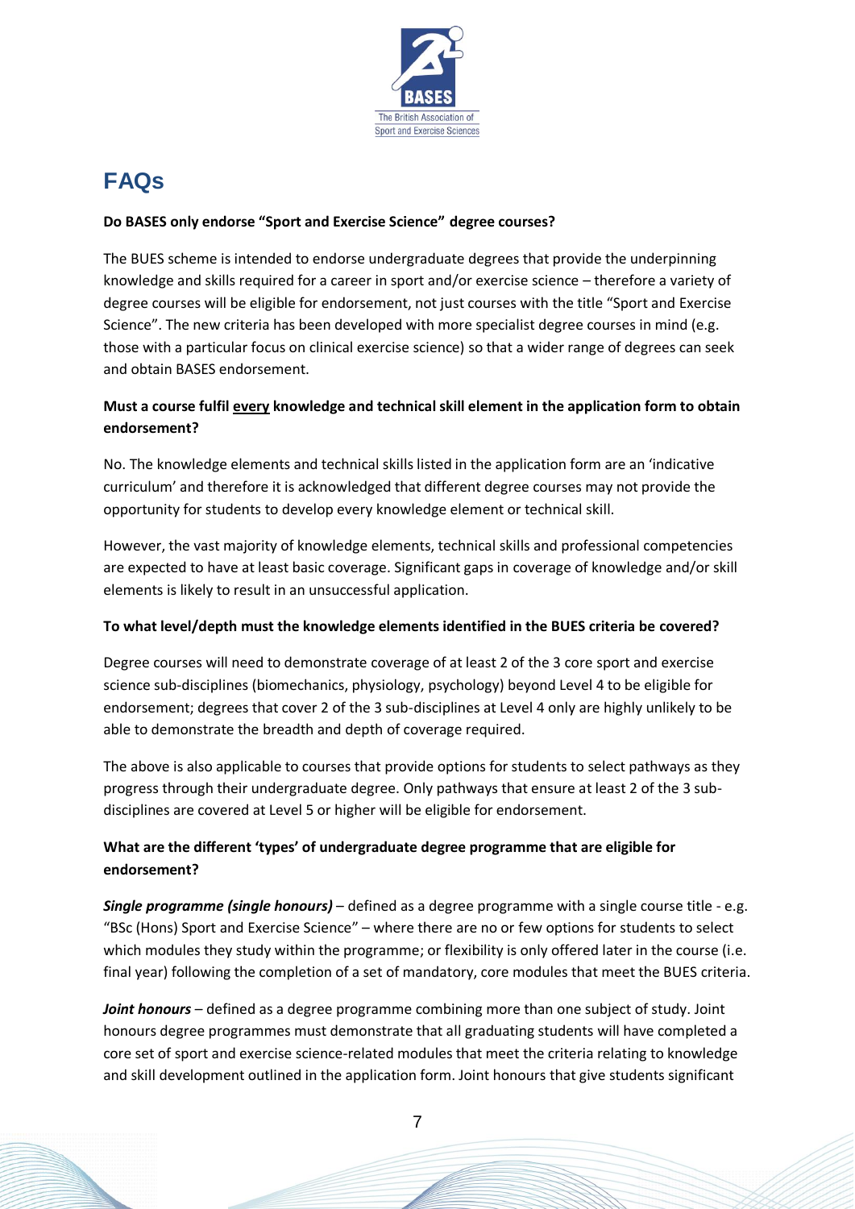# FAQs

**Do BASES only endorse "Sport and Exercise Science" degree courses?**

The BUES scheme is intended to endorse undergraduate degrees that provide the underpinning knowledge and skills required for a career in sport and/or exercise science – therefore a variety of degree courses will be eligible for endorsement, not just courses with the title "Sport and Exercise Science". The new criteria has been developed with more specialist degree courses in mind (e.g. those with a particular focus on clinical exercise science) so that a wider range of degrees can seek and obtain BASES endorsement.

**Must a course fulfil <u>every</u> knowledge and technical skill element in the application form to obtain endorsement?**

No. The knowledge elements and technical skills listed in the application form are an 'indicative curriculum' and therefore it is acknowledged that different degree courses may not provide the opportunity for students to develop every knowledge element or technical skill.

However, the vast majority of knowledge elements, technical skills and professional competencies are expected to have at least basic coverage. Significant gaps in coverage of knowledge and/or skill elements is likely to result in an unsuccessful application.

**To what level/depth must the knowledge elements identified in the BUES criteria be covered?**

Degree courses will need to demonstrate coverage of at least 2 of the 3 core sport and exercise science sub-disciplines (biomechanics, physiology, psychology) beyond Level 4 to be eligible for endorsement; degrees that cover 2 of the 3 sub-disciplines at Level 4 only are highly unlikely to be able to demonstrate the breadth and depth of coverage required.

The above is also applicable to courses that provide options for students to select pathways as they progress through their undergraduate degree. Only pathways that ensure at least 2 of the 3 sub-disciplines are covered at Level 5 or higher will be eligible for endorsement.

**What are the different 'types' of undergraduate degree programme that are eligible for endorsement?**

***Single programme (single honours)*** – defined as a degree programme with a single course title - e.g. "BSc (Hons) Sport and Exercise Science" – where there are no or few options for students to select which modules they study within the programme; or flexibility is only offered later in the course (i.e. final year) following the completion of a set of mandatory, core modules that meet the BUES criteria.

***Joint honours*** – defined as a degree programme combining more than one subject of study. Joint honours degree programmes must demonstrate that all graduating students will have completed a core set of sport and exercise science-related modules that meet the criteria relating to knowledge and skill development outlined in the application form. Joint honours that give students significant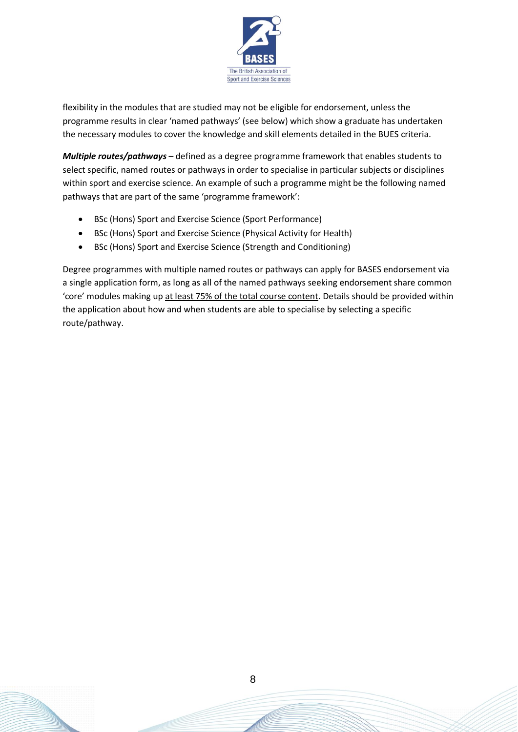flexibility in the modules that are studied may not be eligible for endorsement, unless the programme results in clear 'named pathways' (see below) which show a graduate has undertaken the necessary modules to cover the knowledge and skill elements detailed in the BUES criteria.

***Multiple routes/pathways*** – defined as a degree programme framework that enables students to select specific, named routes or pathways in order to specialise in particular subjects or disciplines within sport and exercise science. An example of such a programme might be the following named pathways that are part of the same 'programme framework':

- BSc (Hons) Sport and Exercise Science (Sport Performance)
- BSc (Hons) Sport and Exercise Science (Physical Activity for Health)
- BSc (Hons) Sport and Exercise Science (Strength and Conditioning)

Degree programmes with multiple named routes or pathways can apply for BASES endorsement via a single application form, as long as all of the named pathways seeking endorsement share common 'core' modules making up at least 75% of the total course content. Details should be provided within the application about how and when students are able to specialise by selecting a specific route/pathway.